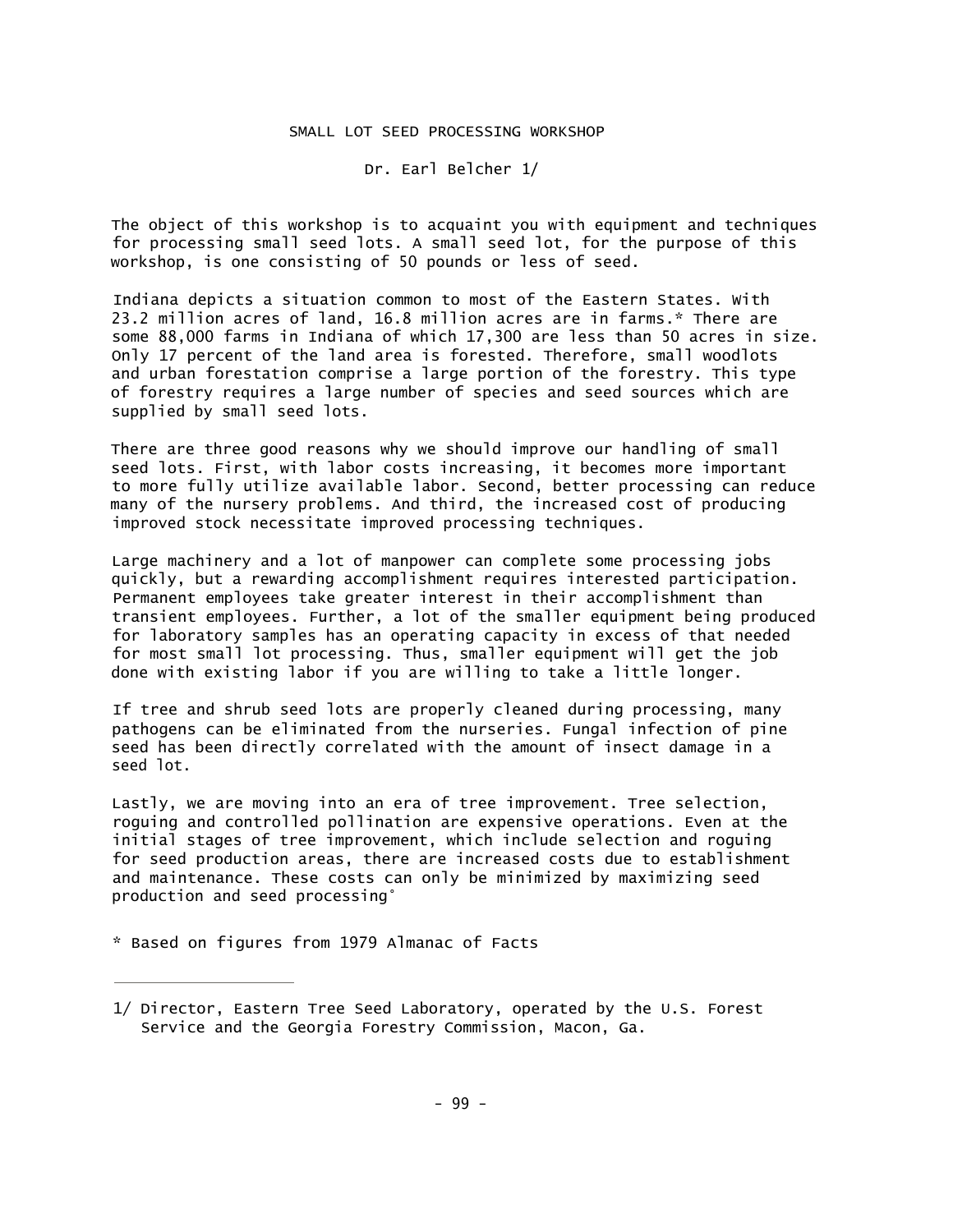# SMALL LOT SEED PROCESSING WORKSHOP

Dr. Earl Belcher 1/

The object of this workshop is to acquaint you with equipment and techniques for processing small seed lots. A small seed lot, for the purpose of this workshop, is one consisting of 50 pounds or less of seed.

Indiana depicts a situation common to most of the Eastern States. With 23.2 million acres of land, 16.8 million acres are in farms.* There are some 88,000 farms in Indiana of which 17,300 are less than 50 acres in size. Only 17 percent of the land area is forested. Therefore, small woodlots and urban forestation comprise a large portion of the forestry. This type of forestry requires a large number of species and seed sources which are supplied by small seed lots.

There are three good reasons why we should improve our handling of small seed lots. First, with labor costs increasing, it becomes more important to more fully utilize available labor. Second, better processing can reduce many of the nursery problems. And third, the increased cost of producing improved stock necessitate improved processing techniques.

Large machinery and a lot of manpower can complete some processing jobs quickly, but a rewarding accomplishment requires interested participation. Permanent employees take greater interest in their accomplishment than transient employees. Further, a lot of the smaller equipment being produced for laboratory samples has an operating capacity in excess of that needed for most small lot processing. Thus, smaller equipment will get the job done with existing labor if you are willing to take a little longer.

If tree and shrub seed lots are properly cleaned during processing, many pathogens can be eliminated from the nurseries. Fungal infection of pine seed has been directly correlated with the amount of insect damage in a seed lot.

Lastly, we are moving into an era of tree improvement. Tree selection, roguing and controlled pollination are expensive operations. Even at the initial stages of tree improvement, which include selection and roguing for seed production areas, there are increased costs due to establishment and maintenance. These costs can only be minimized by maximizing seed production and seed processing.

* Based on figures from 1979 Almanac of Facts

---

1/ Director, Eastern Tree Seed Laboratory, operated by the U.S. Forest Service and the Georgia Forestry Commission, Macon, Ga.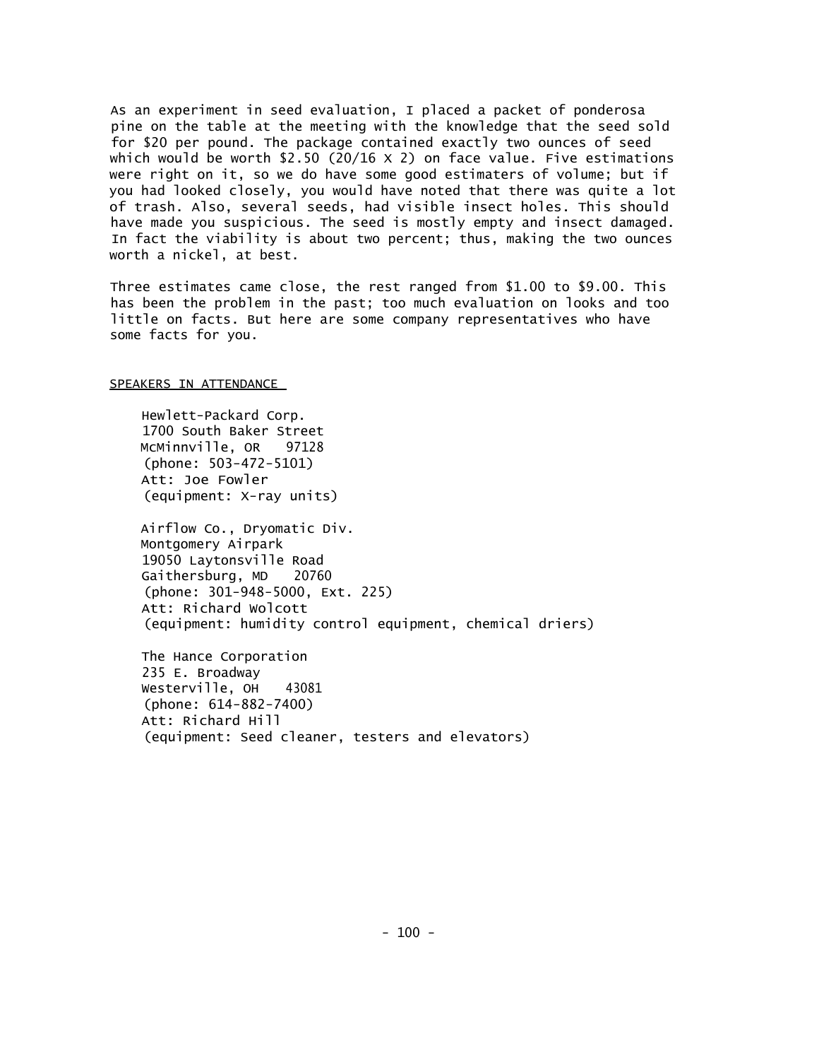As an experiment in seed evaluation, I placed a packet of ponderosa pine on the table at the meeting with the knowledge that the seed sold for $20 per pound. The package contained exactly two ounces of seed which would be worth $2.50 (20/16 X 2) on face value. Five estimations were right on it, so we do have some good estimaters of volume; but if you had looked closely, you would have noted that there was quite a lot of trash. Also, several seeds, had visible insect holes. This should have made you suspicious. The seed is mostly empty and insect damaged. In fact the viability is about two percent; thus, making the two ounces worth a nickel, at best.

Three estimates came close, the rest ranged from $1.00 to $9.00. This has been the problem in the past; too much evaluation on looks and too little on facts. But here are some company representatives who have some facts for you.

<u>SPEAKERS IN ATTENDANCE</u>

Hewlett-Packard Corp.
1700 South Baker Street
McMinnville, OR 97128
(phone: 503-472-5101)
Att: Joe Fowler
(equipment: X-ray units)

Airflow Co., Dryomatic Div.
Montgomery Airpark
19050 Laytonsville Road
Gaithersburg, MD 20760
(phone: 301-948-5000, Ext. 225)
Att: Richard Wolcott
(equipment: humidity control equipment, chemical driers)

The Hance Corporation
235 E. Broadway
Westerville, OH 43081
(phone: 614-882-7400)
Att: Richard Hill
(equipment: Seed cleaner, testers and elevators)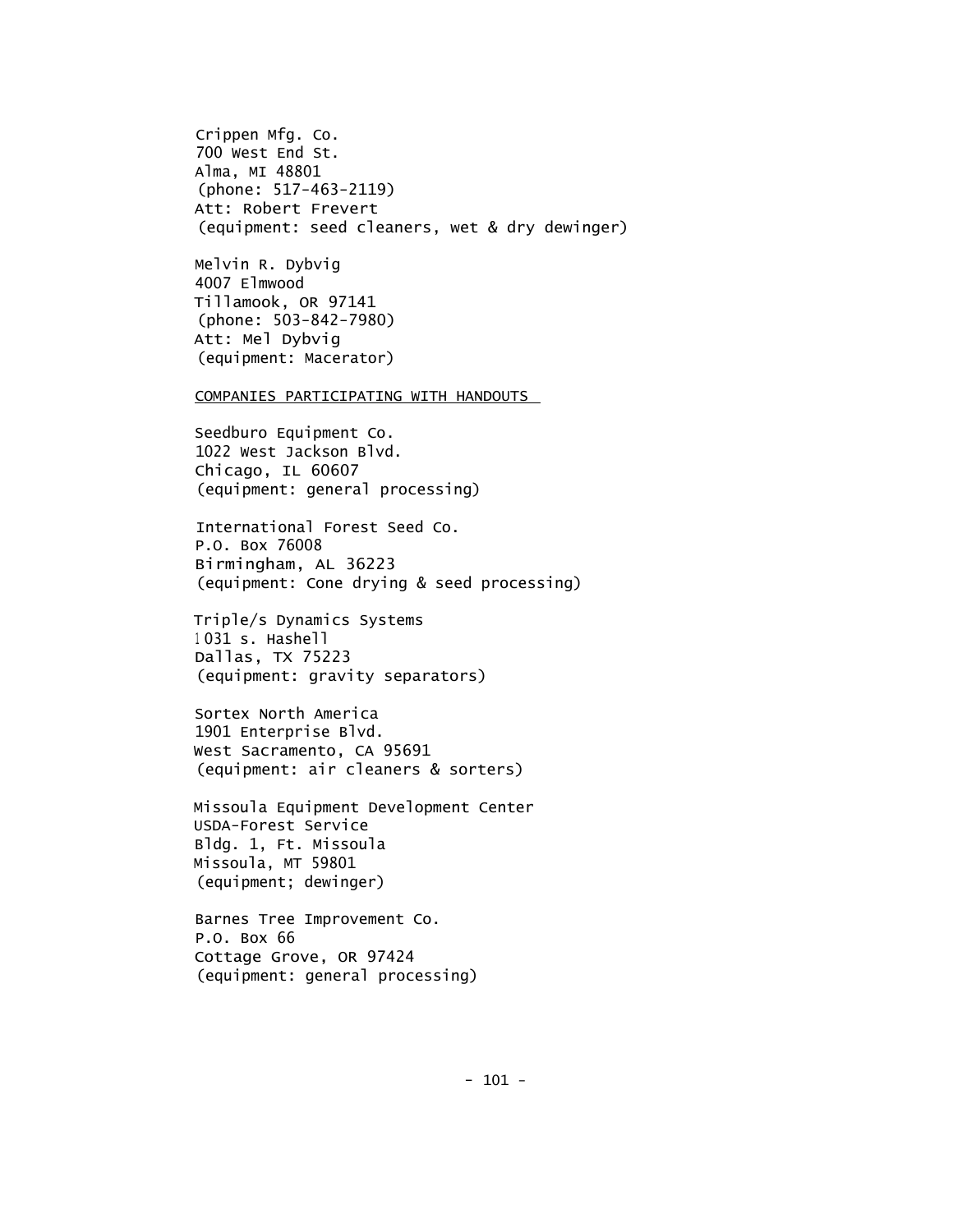Crippen Mfg. Co.
700 West End St.
Alma, MI 48801
(phone: 517-463-2119)
Att: Robert Frevert
(equipment: seed cleaners, wet & dry dewinger)

Melvin R. Dybvig
4007 Elmwood
Tillamook, OR 97141
(phone: 503-842-7980)
Att: Mel Dybvig
(equipment: Macerator)

<u>COMPANIES PARTICIPATING WITH HANDOUTS</u>

Seedburo Equipment Co.
1022 West Jackson Blvd.
Chicago, IL 60607
(equipment: general processing)

International Forest Seed Co.
P.O. Box 76008
Birmingham, AL 36223
(equipment: Cone drying & seed processing)

Triple/s Dynamics Systems
1031 s. Hashell
Dallas, TX 75223
(equipment: gravity separators)

Sortex North America
1901 Enterprise Blvd.
West Sacramento, CA 95691
(equipment: air cleaners & sorters)

Missoula Equipment Development Center
USDA-Forest Service
Bldg. 1, Ft. Missoula
Missoula, MT 59801
(equipment; dewinger)

Barnes Tree Improvement Co.
P.O. Box 66
Cottage Grove, OR 97424
(equipment: general processing)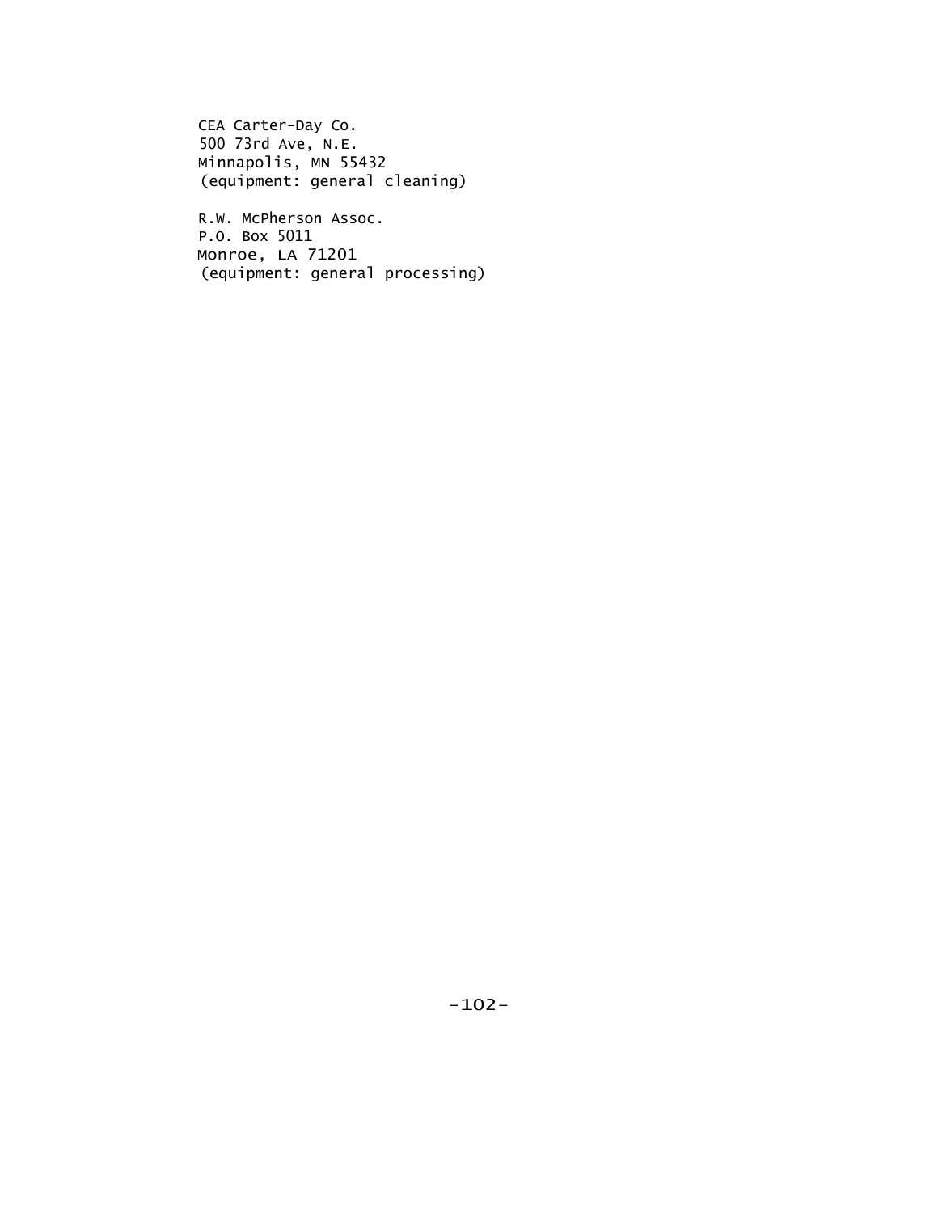CEA Carter-Day Co.
500 73rd Ave, N.E.
Minnapolis, MN 55432
(equipment: general cleaning)

R.W. McPherson Assoc.
P.O. Box 5011
Monroe, LA 71201
(equipment: general processing)